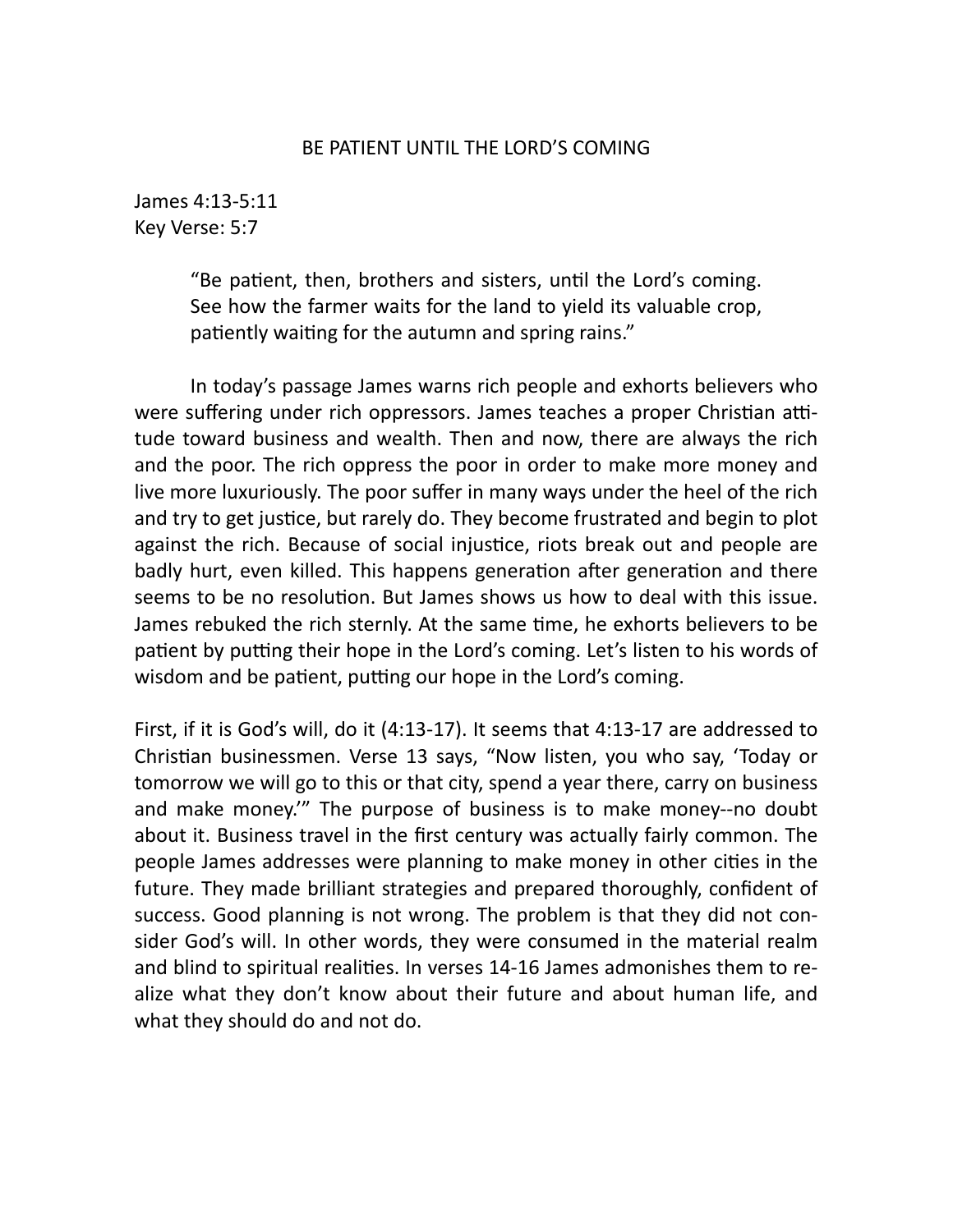# BE PATIENT UNTIL THE LORD'S COMING

James 4:13-5:11
Key Verse: 5:7

> "Be patient, then, brothers and sisters, until the Lord's coming. See how the farmer waits for the land to yield its valuable crop, patiently waiting for the autumn and spring rains."

In today's passage James warns rich people and exhorts believers who were suffering under rich oppressors. James teaches a proper Christian attitude toward business and wealth. Then and now, there are always the rich and the poor. The rich oppress the poor in order to make more money and live more luxuriously. The poor suffer in many ways under the heel of the rich and try to get justice, but rarely do. They become frustrated and begin to plot against the rich. Because of social injustice, riots break out and people are badly hurt, even killed. This happens generation after generation and there seems to be no resolution. But James shows us how to deal with this issue. James rebuked the rich sternly. At the same time, he exhorts believers to be patient by putting their hope in the Lord's coming. Let's listen to his words of wisdom and be patient, putting our hope in the Lord's coming.

First, if it is God's will, do it (4:13-17). It seems that 4:13-17 are addressed to Christian businessmen. Verse 13 says, "Now listen, you who say, 'Today or tomorrow we will go to this or that city, spend a year there, carry on business and make money.'" The purpose of business is to make money--no doubt about it. Business travel in the first century was actually fairly common. The people James addresses were planning to make money in other cities in the future. They made brilliant strategies and prepared thoroughly, confident of success. Good planning is not wrong. The problem is that they did not consider God's will. In other words, they were consumed in the material realm and blind to spiritual realities. In verses 14-16 James admonishes them to realize what they don't know about their future and about human life, and what they should do and not do.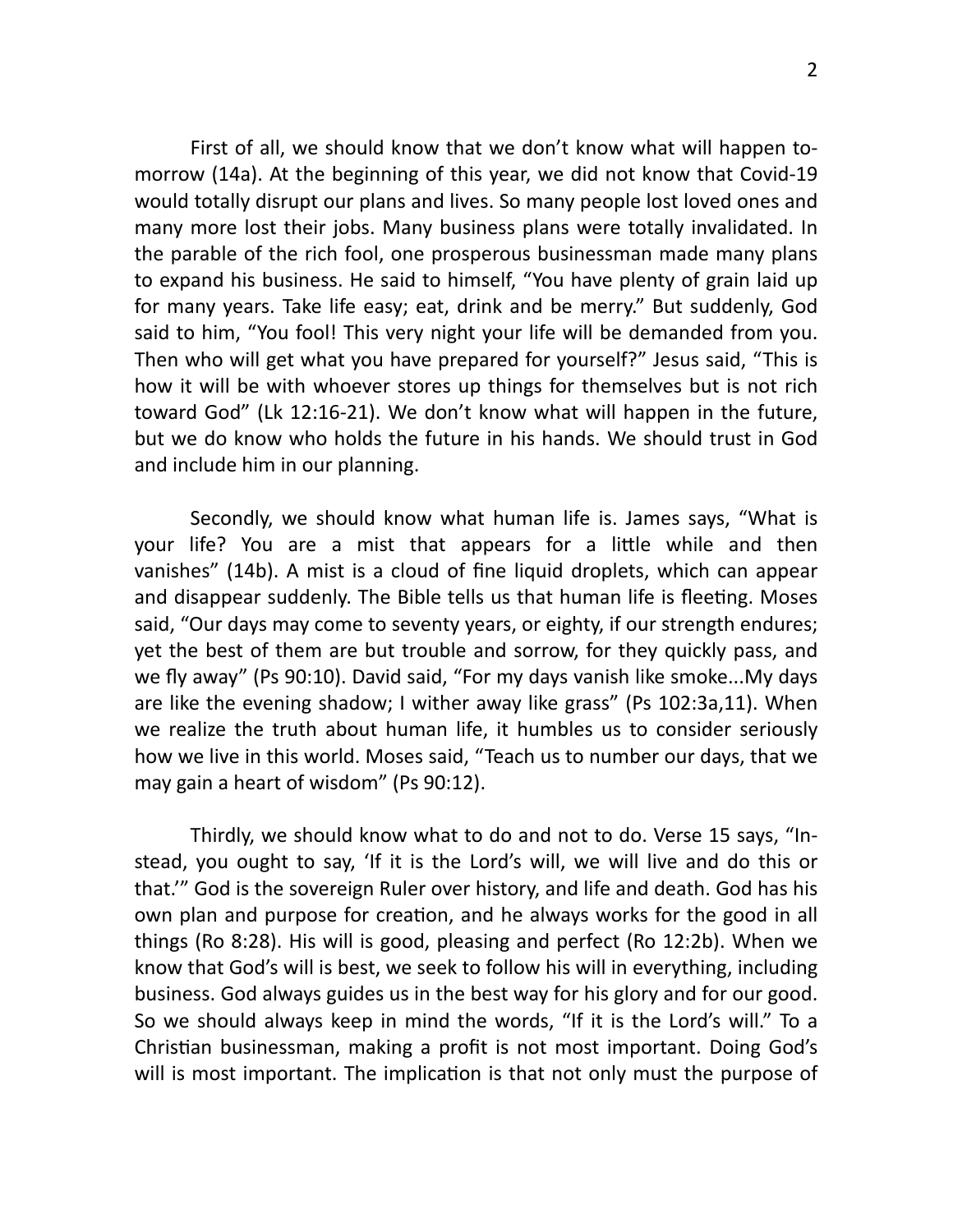First of all, we should know that we don't know what will happen tomorrow (14a). At the beginning of this year, we did not know that Covid-19 would totally disrupt our plans and lives. So many people lost loved ones and many more lost their jobs. Many business plans were totally invalidated. In the parable of the rich fool, one prosperous businessman made many plans to expand his business. He said to himself, "You have plenty of grain laid up for many years. Take life easy; eat, drink and be merry." But suddenly, God said to him, "You fool! This very night your life will be demanded from you. Then who will get what you have prepared for yourself?" Jesus said, "This is how it will be with whoever stores up things for themselves but is not rich toward God" (Lk 12:16-21). We don't know what will happen in the future, but we do know who holds the future in his hands. We should trust in God and include him in our planning.

Secondly, we should know what human life is. James says, "What is your life? You are a mist that appears for a little while and then vanishes" (14b). A mist is a cloud of fine liquid droplets, which can appear and disappear suddenly. The Bible tells us that human life is fleeting. Moses said, "Our days may come to seventy years, or eighty, if our strength endures; yet the best of them are but trouble and sorrow, for they quickly pass, and we fly away" (Ps 90:10). David said, "For my days vanish like smoke...My days are like the evening shadow; I wither away like grass" (Ps 102:3a,11). When we realize the truth about human life, it humbles us to consider seriously how we live in this world. Moses said, "Teach us to number our days, that we may gain a heart of wisdom" (Ps 90:12).

Thirdly, we should know what to do and not to do. Verse 15 says, "Instead, you ought to say, 'If it is the Lord's will, we will live and do this or that.'" God is the sovereign Ruler over history, and life and death. God has his own plan and purpose for creation, and he always works for the good in all things (Ro 8:28). His will is good, pleasing and perfect (Ro 12:2b). When we know that God's will is best, we seek to follow his will in everything, including business. God always guides us in the best way for his glory and for our good. So we should always keep in mind the words, "If it is the Lord's will." To a Christian businessman, making a profit is not most important. Doing God's will is most important. The implication is that not only must the purpose of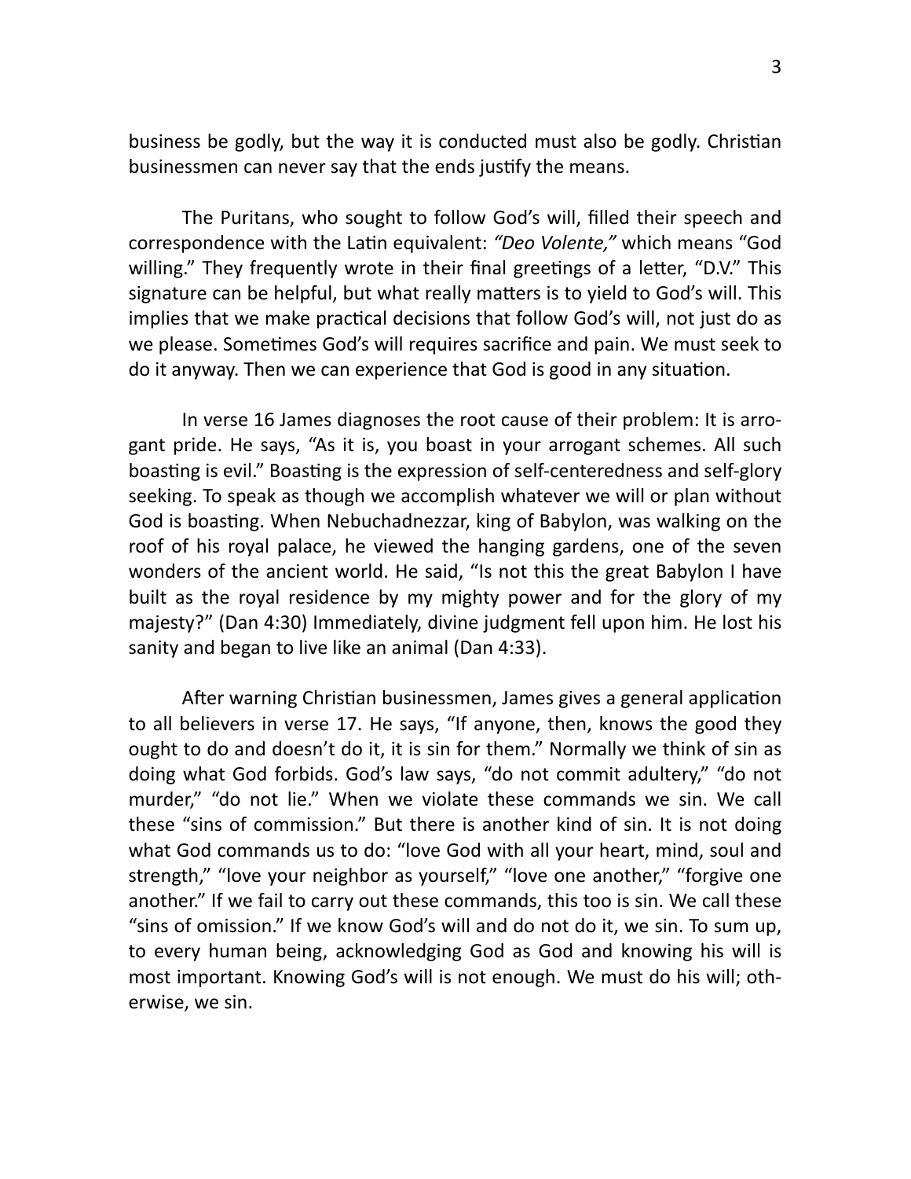business be godly, but the way it is conducted must also be godly. Christian businessmen can never say that the ends justify the means.

The Puritans, who sought to follow God's will, filled their speech and correspondence with the Latin equivalent: *"Deo Volente,"* which means "God willing." They frequently wrote in their final greetings of a letter, "D.V." This signature can be helpful, but what really matters is to yield to God's will. This implies that we make practical decisions that follow God's will, not just do as we please. Sometimes God's will requires sacrifice and pain. We must seek to do it anyway. Then we can experience that God is good in any situation.

In verse 16 James diagnoses the root cause of their problem: It is arrogant pride. He says, "As it is, you boast in your arrogant schemes. All such boasting is evil." Boasting is the expression of self-centeredness and self-glory seeking. To speak as though we accomplish whatever we will or plan without God is boasting. When Nebuchadnezzar, king of Babylon, was walking on the roof of his royal palace, he viewed the hanging gardens, one of the seven wonders of the ancient world. He said, "Is not this the great Babylon I have built as the royal residence by my mighty power and for the glory of my majesty?" (Dan 4:30) Immediately, divine judgment fell upon him. He lost his sanity and began to live like an animal (Dan 4:33).

After warning Christian businessmen, James gives a general application to all believers in verse 17. He says, "If anyone, then, knows the good they ought to do and doesn't do it, it is sin for them." Normally we think of sin as doing what God forbids. God's law says, "do not commit adultery," "do not murder," "do not lie." When we violate these commands we sin. We call these "sins of commission." But there is another kind of sin. It is not doing what God commands us to do: "love God with all your heart, mind, soul and strength," "love your neighbor as yourself," "love one another," "forgive one another." If we fail to carry out these commands, this too is sin. We call these "sins of omission." If we know God's will and do not do it, we sin. To sum up, to every human being, acknowledging God as God and knowing his will is most important. Knowing God's will is not enough. We must do his will; otherwise, we sin.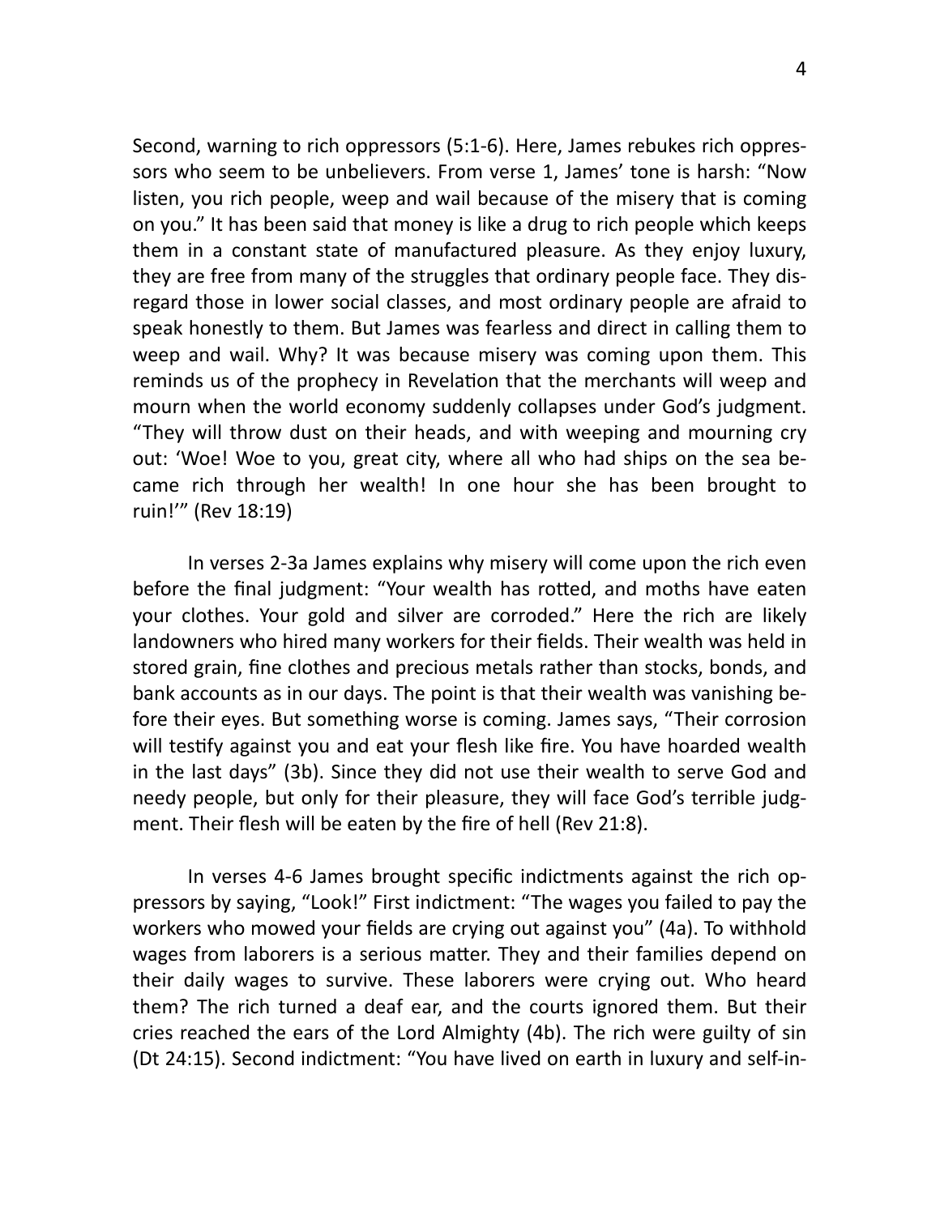Second, warning to rich oppressors (5:1-6). Here, James rebukes rich oppressors who seem to be unbelievers. From verse 1, James' tone is harsh: "Now listen, you rich people, weep and wail because of the misery that is coming on you." It has been said that money is like a drug to rich people which keeps them in a constant state of manufactured pleasure. As they enjoy luxury, they are free from many of the struggles that ordinary people face. They disregard those in lower social classes, and most ordinary people are afraid to speak honestly to them. But James was fearless and direct in calling them to weep and wail. Why? It was because misery was coming upon them. This reminds us of the prophecy in Revelation that the merchants will weep and mourn when the world economy suddenly collapses under God's judgment. "They will throw dust on their heads, and with weeping and mourning cry out: 'Woe! Woe to you, great city, where all who had ships on the sea became rich through her wealth! In one hour she has been brought to ruin!'" (Rev 18:19)

In verses 2-3a James explains why misery will come upon the rich even before the final judgment: "Your wealth has rotted, and moths have eaten your clothes. Your gold and silver are corroded." Here the rich are likely landowners who hired many workers for their fields. Their wealth was held in stored grain, fine clothes and precious metals rather than stocks, bonds, and bank accounts as in our days. The point is that their wealth was vanishing before their eyes. But something worse is coming. James says, "Their corrosion will testify against you and eat your flesh like fire. You have hoarded wealth in the last days" (3b). Since they did not use their wealth to serve God and needy people, but only for their pleasure, they will face God's terrible judgment. Their flesh will be eaten by the fire of hell (Rev 21:8).

In verses 4-6 James brought specific indictments against the rich oppressors by saying, "Look!" First indictment: "The wages you failed to pay the workers who mowed your fields are crying out against you" (4a). To withhold wages from laborers is a serious matter. They and their families depend on their daily wages to survive. These laborers were crying out. Who heard them? The rich turned a deaf ear, and the courts ignored them. But their cries reached the ears of the Lord Almighty (4b). The rich were guilty of sin (Dt 24:15). Second indictment: "You have lived on earth in luxury and self-in-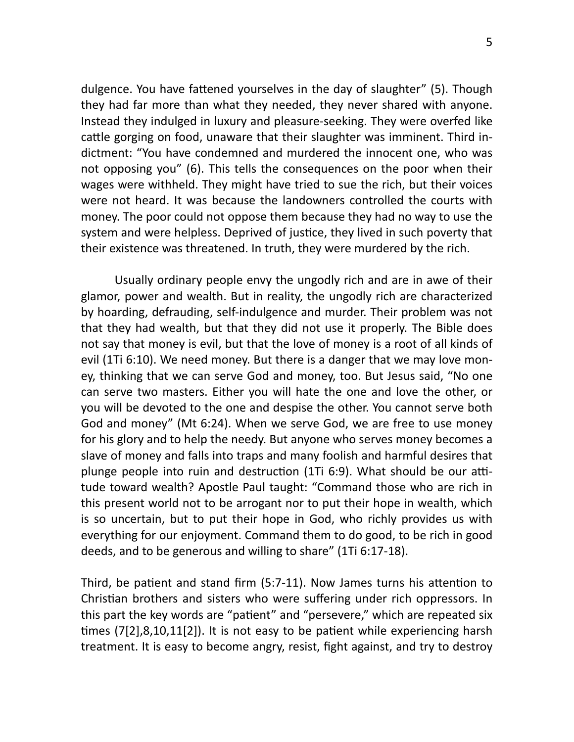dulgence. You have fattened yourselves in the day of slaughter" (5). Though they had far more than what they needed, they never shared with anyone. Instead they indulged in luxury and pleasure-seeking. They were overfed like cattle gorging on food, unaware that their slaughter was imminent. Third indictment: "You have condemned and murdered the innocent one, who was not opposing you" (6). This tells the consequences on the poor when their wages were withheld. They might have tried to sue the rich, but their voices were not heard. It was because the landowners controlled the courts with money. The poor could not oppose them because they had no way to use the system and were helpless. Deprived of justice, they lived in such poverty that their existence was threatened. In truth, they were murdered by the rich.

Usually ordinary people envy the ungodly rich and are in awe of their glamor, power and wealth. But in reality, the ungodly rich are characterized by hoarding, defrauding, self-indulgence and murder. Their problem was not that they had wealth, but that they did not use it properly. The Bible does not say that money is evil, but that the love of money is a root of all kinds of evil (1Ti 6:10). We need money. But there is a danger that we may love money, thinking that we can serve God and money, too. But Jesus said, "No one can serve two masters. Either you will hate the one and love the other, or you will be devoted to the one and despise the other. You cannot serve both God and money" (Mt 6:24). When we serve God, we are free to use money for his glory and to help the needy. But anyone who serves money becomes a slave of money and falls into traps and many foolish and harmful desires that plunge people into ruin and destruction (1Ti 6:9). What should be our attitude toward wealth? Apostle Paul taught: "Command those who are rich in this present world not to be arrogant nor to put their hope in wealth, which is so uncertain, but to put their hope in God, who richly provides us with everything for our enjoyment. Command them to do good, to be rich in good deeds, and to be generous and willing to share" (1Ti 6:17-18).

Third, be patient and stand firm (5:7-11). Now James turns his attention to Christian brothers and sisters who were suffering under rich oppressors. In this part the key words are "patient" and "persevere," which are repeated six times (7[2],8,10,11[2]). It is not easy to be patient while experiencing harsh treatment. It is easy to become angry, resist, fight against, and try to destroy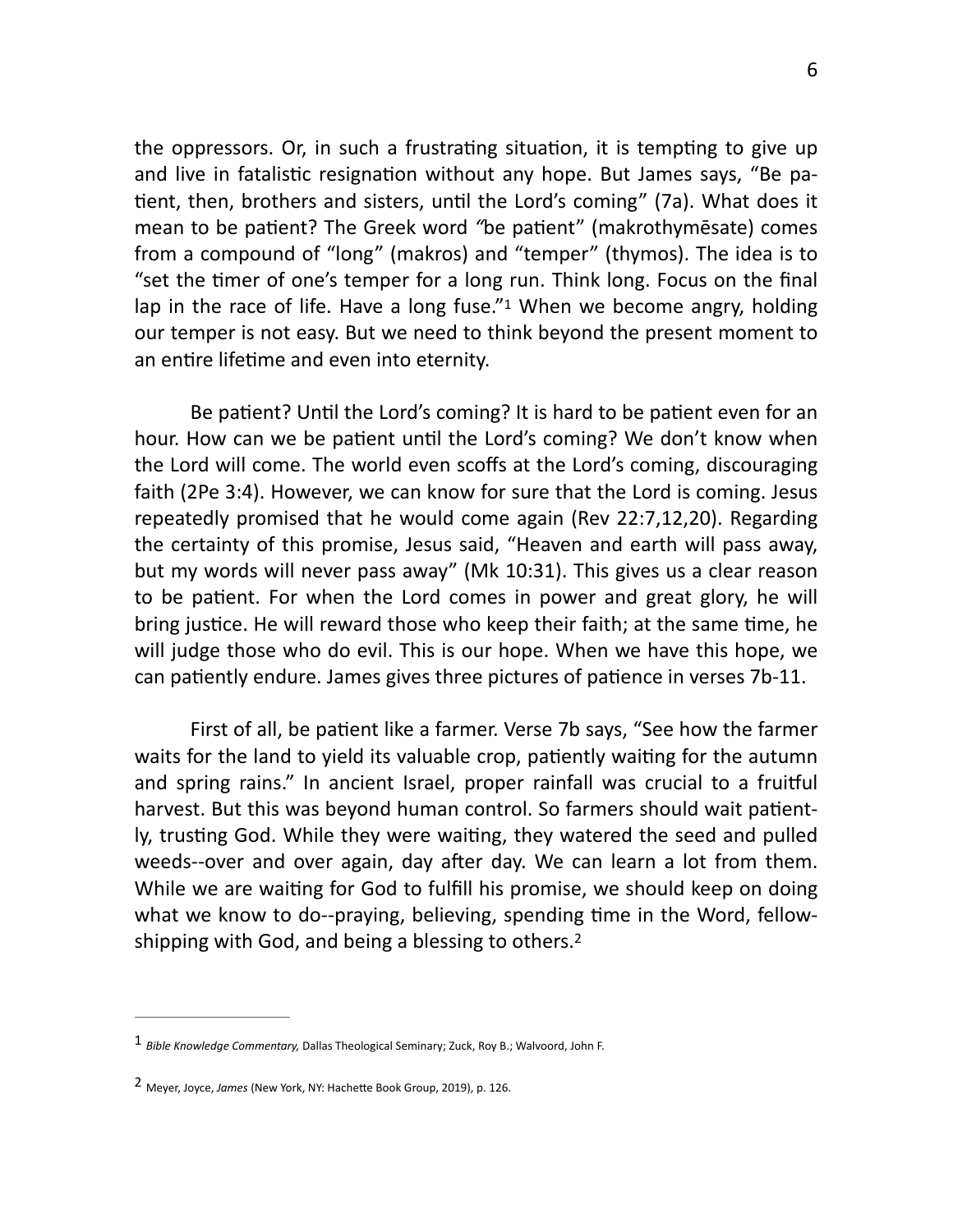the oppressors. Or, in such a frustrating situation, it is tempting to give up and live in fatalistic resignation without any hope. But James says, "Be patient, then, brothers and sisters, until the Lord's coming" (7a). What does it mean to be patient? The Greek word "be patient" (makrothymēsate) comes from a compound of "long" (makros) and "temper" (thymos). The idea is to "set the timer of one's temper for a long run. Think long. Focus on the final lap in the race of life. Have a long fuse."[1] When we become angry, holding our temper is not easy. But we need to think beyond the present moment to an entire lifetime and even into eternity.

Be patient? Until the Lord's coming? It is hard to be patient even for an hour. How can we be patient until the Lord's coming? We don't know when the Lord will come. The world even scoffs at the Lord's coming, discouraging faith (2Pe 3:4). However, we can know for sure that the Lord is coming. Jesus repeatedly promised that he would come again (Rev 22:7,12,20). Regarding the certainty of this promise, Jesus said, "Heaven and earth will pass away, but my words will never pass away" (Mk 10:31). This gives us a clear reason to be patient. For when the Lord comes in power and great glory, he will bring justice. He will reward those who keep their faith; at the same time, he will judge those who do evil. This is our hope. When we have this hope, we can patiently endure. James gives three pictures of patience in verses 7b-11.

First of all, be patient like a farmer. Verse 7b says, "See how the farmer waits for the land to yield its valuable crop, patiently waiting for the autumn and spring rains." In ancient Israel, proper rainfall was crucial to a fruitful harvest. But this was beyond human control. So farmers should wait patiently, trusting God. While they were waiting, they watered the seed and pulled weeds--over and over again, day after day. We can learn a lot from them. While we are waiting for God to fulfill his promise, we should keep on doing what we know to do--praying, believing, spending time in the Word, fellowshipping with God, and being a blessing to others.[2]

---

[1] *Bible Knowledge Commentary,* Dallas Theological Seminary; Zuck, Roy B.; Walvoord, John F.

[2] Meyer, Joyce, *James* (New York, NY: Hachette Book Group, 2019), p. 126.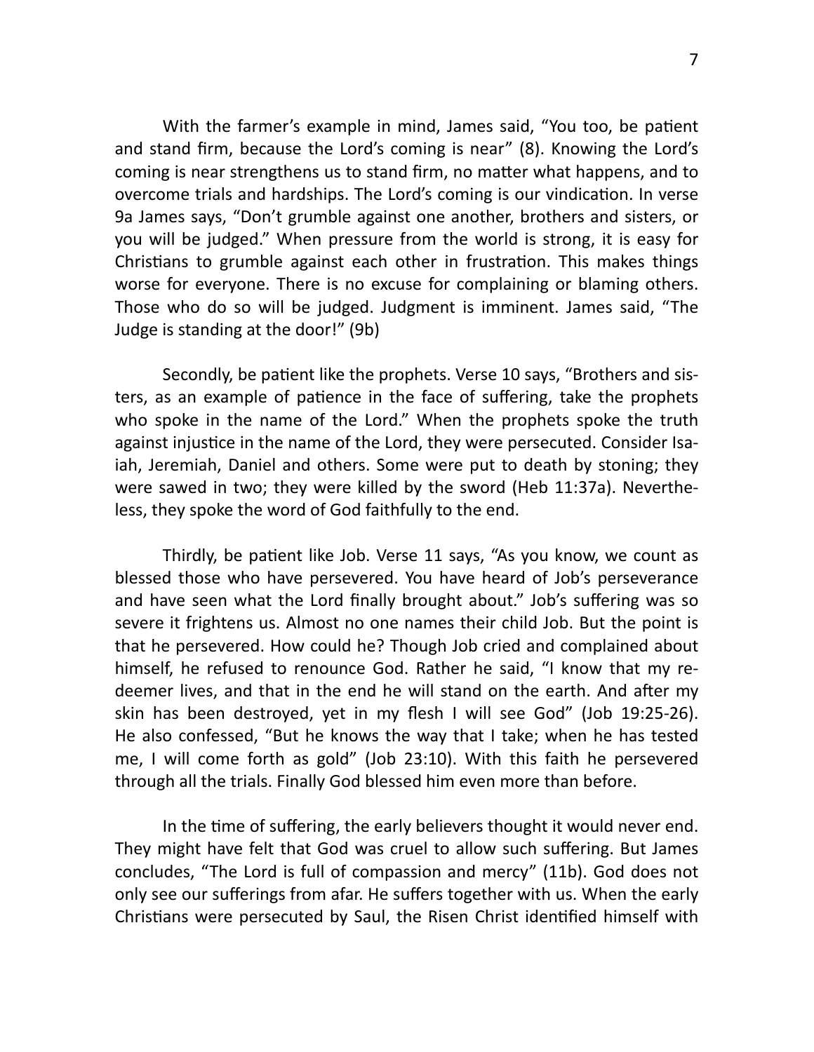With the farmer's example in mind, James said, "You too, be patient and stand firm, because the Lord's coming is near" (8). Knowing the Lord's coming is near strengthens us to stand firm, no matter what happens, and to overcome trials and hardships. The Lord's coming is our vindication. In verse 9a James says, "Don't grumble against one another, brothers and sisters, or you will be judged." When pressure from the world is strong, it is easy for Christians to grumble against each other in frustration. This makes things worse for everyone. There is no excuse for complaining or blaming others. Those who do so will be judged. Judgment is imminent. James said, "The Judge is standing at the door!" (9b)

Secondly, be patient like the prophets. Verse 10 says, "Brothers and sisters, as an example of patience in the face of suffering, take the prophets who spoke in the name of the Lord." When the prophets spoke the truth against injustice in the name of the Lord, they were persecuted. Consider Isaiah, Jeremiah, Daniel and others. Some were put to death by stoning; they were sawed in two; they were killed by the sword (Heb 11:37a). Nevertheless, they spoke the word of God faithfully to the end.

Thirdly, be patient like Job. Verse 11 says, "As you know, we count as blessed those who have persevered. You have heard of Job's perseverance and have seen what the Lord finally brought about." Job's suffering was so severe it frightens us. Almost no one names their child Job. But the point is that he persevered. How could he? Though Job cried and complained about himself, he refused to renounce God. Rather he said, "I know that my redeemer lives, and that in the end he will stand on the earth. And after my skin has been destroyed, yet in my flesh I will see God" (Job 19:25-26). He also confessed, "But he knows the way that I take; when he has tested me, I will come forth as gold" (Job 23:10). With this faith he persevered through all the trials. Finally God blessed him even more than before.

In the time of suffering, the early believers thought it would never end. They might have felt that God was cruel to allow such suffering. But James concludes, "The Lord is full of compassion and mercy" (11b). God does not only see our sufferings from afar. He suffers together with us. When the early Christians were persecuted by Saul, the Risen Christ identified himself with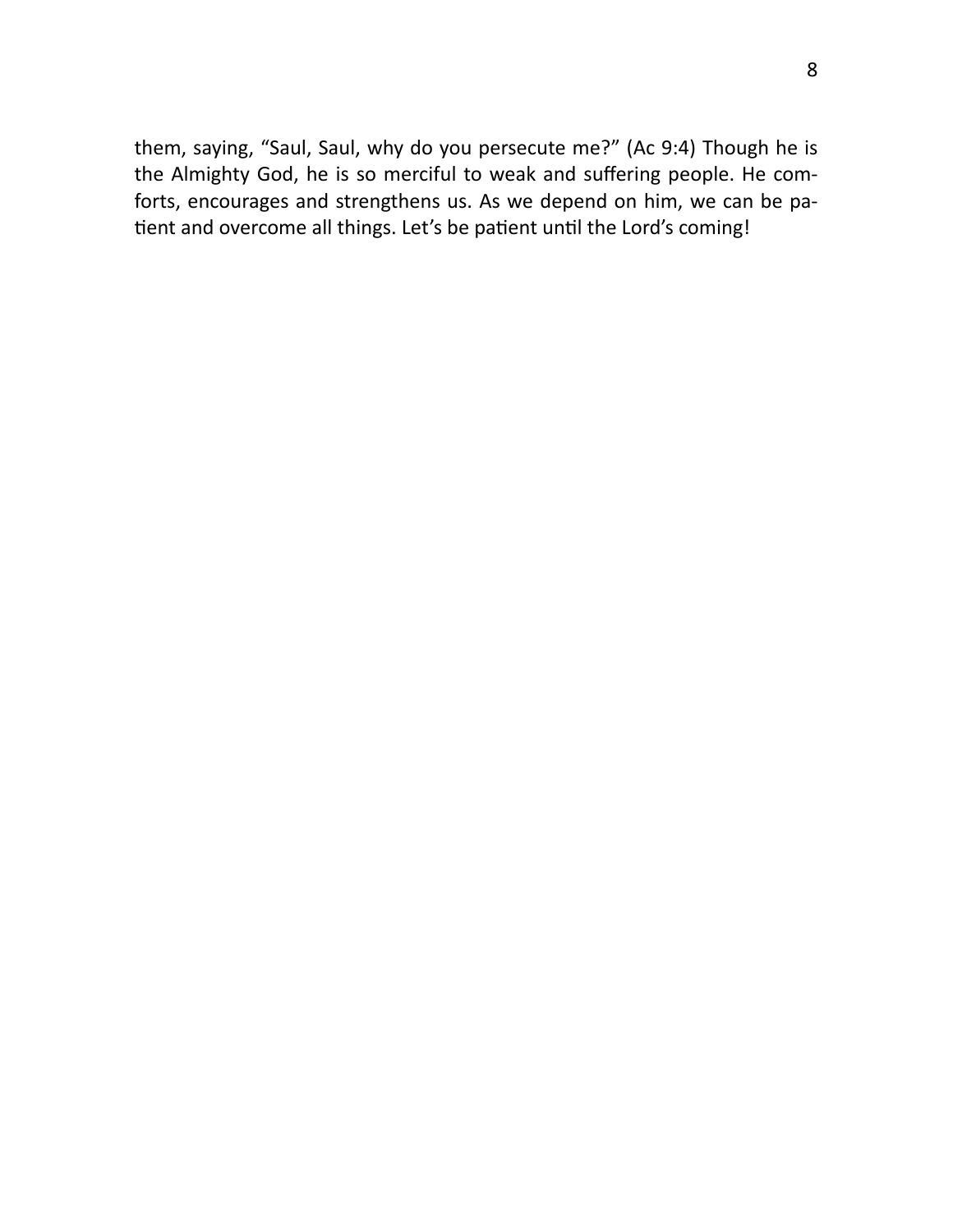them, saying, “Saul, Saul, why do you persecute me?” (Ac 9:4) Though he is the Almighty God, he is so merciful to weak and suffering people. He comforts, encourages and strengthens us. As we depend on him, we can be patient and overcome all things. Let’s be patient until the Lord’s coming!